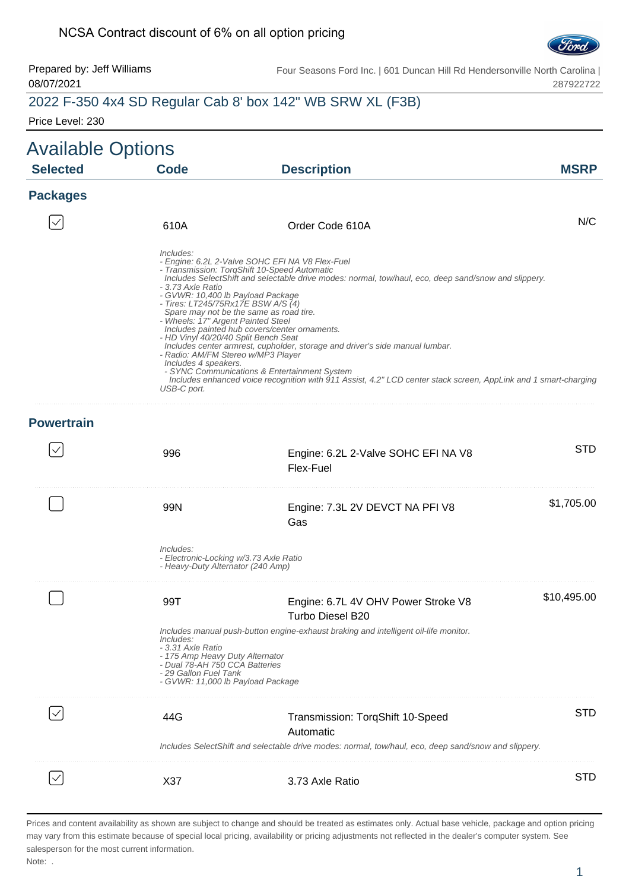NCSA Contract discount of 6% on all option pricing

Prepared by: Jeff Williams
08/07/2021

Four Seasons Ford Inc. | 601 Duncan Hill Rd Hendersonville North Carolina | 287922722

## 2022 F-350 4x4 SD Regular Cab 8' box 142" WB SRW XL (F3B)

Price Level: 230

# Available Options

| Selected | Code | Description | MSRP |
|---|---|---|---|

### Packages

| Selected | Code | Description | MSRP |
|---|---|---|---|
| ☑ | 610A | Order Code 610A | N/C |

*Includes:*
*- Engine: 6.2L 2-Valve SOHC EFI NA V8 Flex-Fuel*
*- Transmission: TorqShift 10-Speed Automatic*
*Includes SelectShift and selectable drive modes: normal, tow/haul, eco, deep sand/snow and slippery.*
*- 3.73 Axle Ratio*
*- GVWR: 10,400 lb Payload Package*
*- Tires: LT245/75Rx17E BSW A/S (4)*
*Spare may not be the same as road tire.*
*- Wheels: 17" Argent Painted Steel*
*Includes painted hub covers/center ornaments.*
*- HD Vinyl 40/20/40 Split Bench Seat*
*Includes center armrest, cupholder, storage and driver's side manual lumbar.*
*- Radio: AM/FM Stereo w/MP3 Player*
*Includes 4 speakers.*
*- SYNC Communications & Entertainment System*
*Includes enhanced voice recognition with 911 Assist, 4.2" LCD center stack screen, AppLink and 1 smart-charging USB-C port.*

### Powertrain

| Selected | Code | Description | MSRP |
|---|---|---|---|
| ☑ | 996 | Engine: 6.2L 2-Valve SOHC EFI NA V8 Flex-Fuel | STD |
| ☐ | 99N | Engine: 7.3L 2V DEVCT NA PFI V8 Gas | $1,705.00 |

*Includes:*
*- Electronic-Locking w/3.73 Axle Ratio*
*- Heavy-Duty Alternator (240 Amp)*

| Selected | Code | Description | MSRP |
|---|---|---|---|
| ☐ | 99T | Engine: 6.7L 4V OHV Power Stroke V8 Turbo Diesel B20 | $10,495.00 |

*Includes manual push-button engine-exhaust braking and intelligent oil-life monitor.*
*Includes:*
*- 3.31 Axle Ratio*
*- 175 Amp Heavy Duty Alternator*
*- Dual 78-AH 750 CCA Batteries*
*- 29 Gallon Fuel Tank*
*- GVWR: 11,000 lb Payload Package*

| Selected | Code | Description | MSRP |
|---|---|---|---|
| ☑ | 44G | Transmission: TorqShift 10-Speed Automatic | STD |

*Includes SelectShift and selectable drive modes: normal, tow/haul, eco, deep sand/snow and slippery.*

| Selected | Code | Description | MSRP |
|---|---|---|---|
| ☑ | X37 | 3.73 Axle Ratio | STD |

Prices and content availability as shown are subject to change and should be treated as estimates only. Actual base vehicle, package and option pricing may vary from this estimate because of special local pricing, availability or pricing adjustments not reflected in the dealer's computer system. See salesperson for the most current information.

Note: .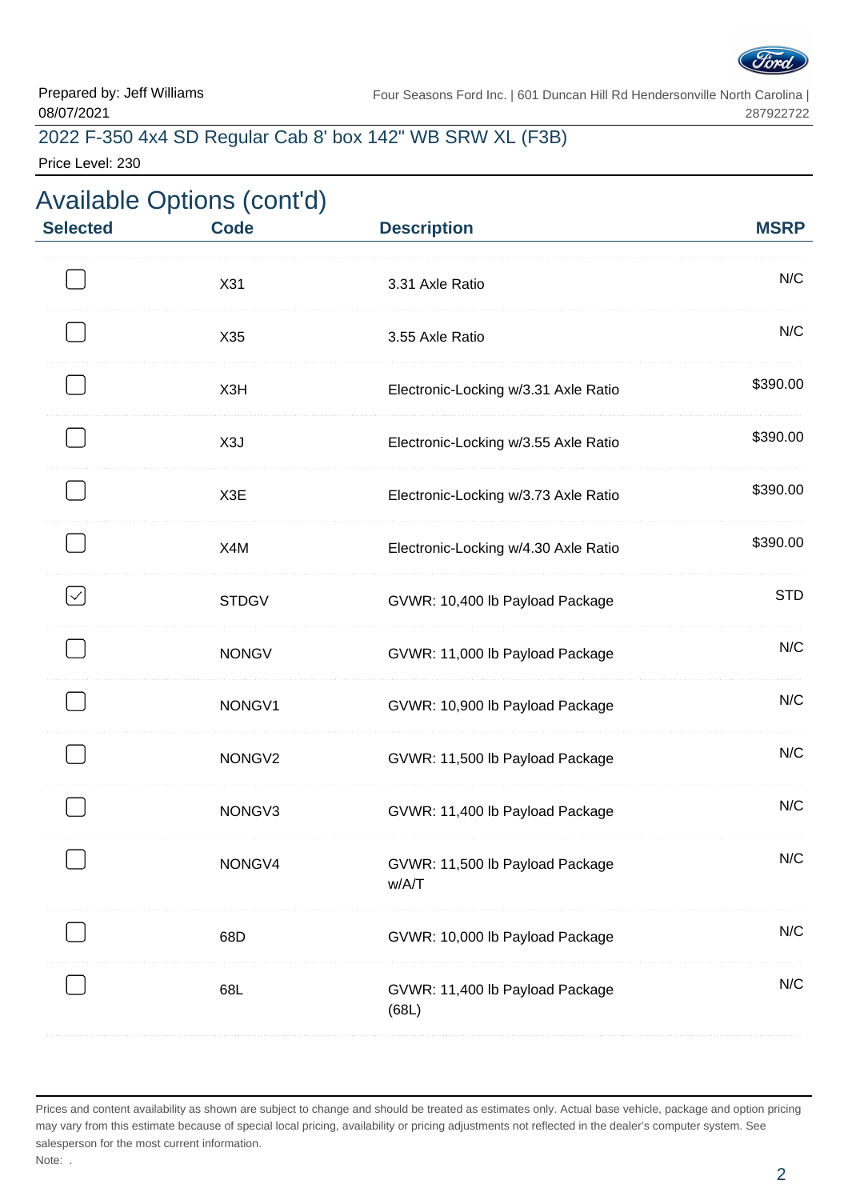Prepared by: Jeff Williams
08/07/2021

Four Seasons Ford Inc. | 601 Duncan Hill Rd Hendersonville North Carolina | 287922722

2022 F-350 4x4 SD Regular Cab 8' box 142" WB SRW XL (F3B)

Price Level: 230

## Available Options (cont'd)

| Selected | Code | Description | MSRP |
|---|---|---|---|
| ☐ | X31 | 3.31 Axle Ratio | N/C |
| ☐ | X35 | 3.55 Axle Ratio | N/C |
| ☐ | X3H | Electronic-Locking w/3.31 Axle Ratio | $390.00 |
| ☐ | X3J | Electronic-Locking w/3.55 Axle Ratio | $390.00 |
| ☐ | X3E | Electronic-Locking w/3.73 Axle Ratio | $390.00 |
| ☐ | X4M | Electronic-Locking w/4.30 Axle Ratio | $390.00 |
| ☑ | STDGV | GVWR: 10,400 lb Payload Package | STD |
| ☐ | NONGV | GVWR: 11,000 lb Payload Package | N/C |
| ☐ | NONGV1 | GVWR: 10,900 lb Payload Package | N/C |
| ☐ | NONGV2 | GVWR: 11,500 lb Payload Package | N/C |
| ☐ | NONGV3 | GVWR: 11,400 lb Payload Package | N/C |
| ☐ | NONGV4 | GVWR: 11,500 lb Payload Package w/A/T | N/C |
| ☐ | 68D | GVWR: 10,000 lb Payload Package | N/C |
| ☐ | 68L | GVWR: 11,400 lb Payload Package (68L) | N/C |

Prices and content availability as shown are subject to change and should be treated as estimates only. Actual base vehicle, package and option pricing may vary from this estimate because of special local pricing, availability or pricing adjustments not reflected in the dealer's computer system. See salesperson for the most current information.

Note: .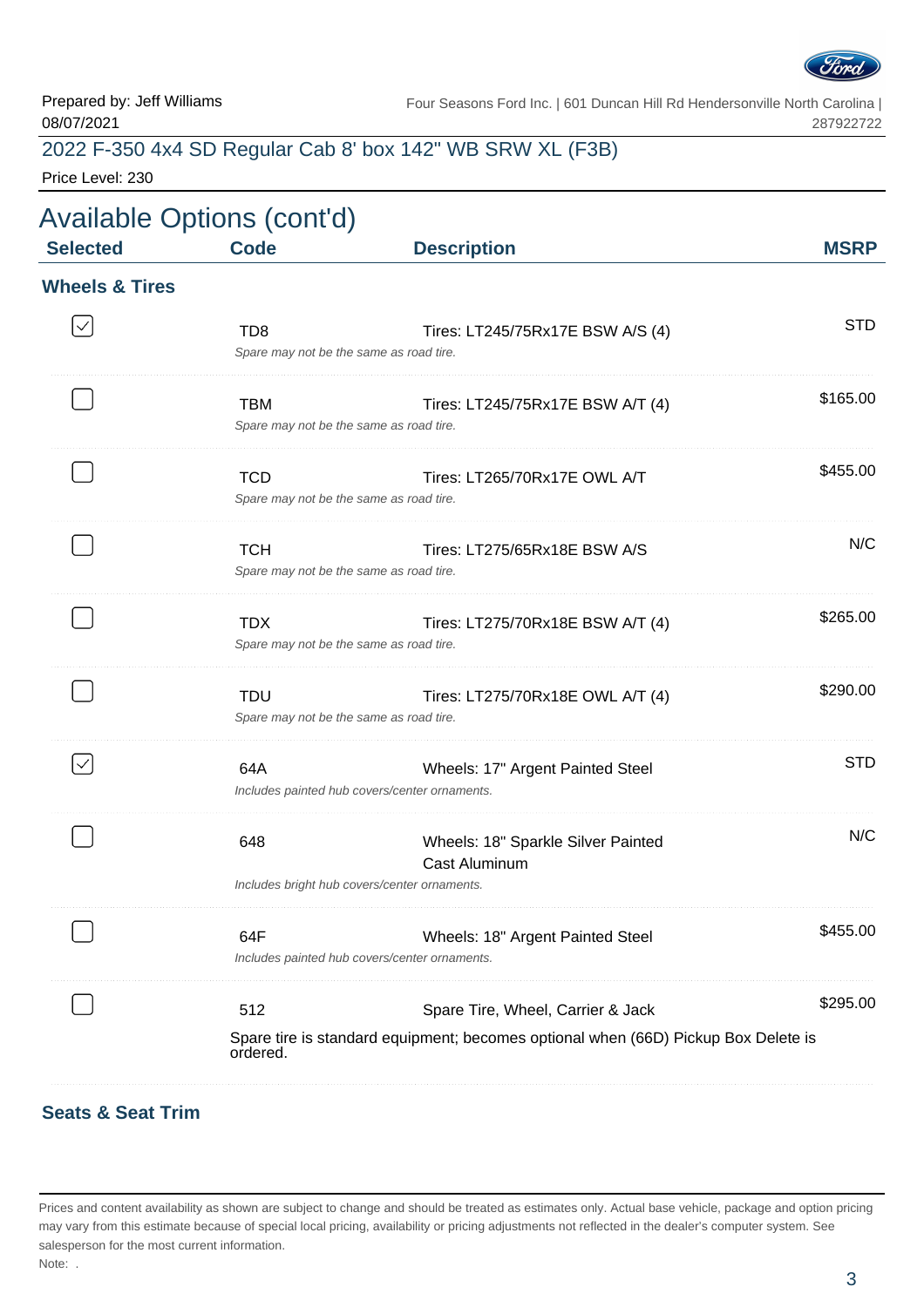Prepared by: Jeff Williams
08/07/2021

Four Seasons Ford Inc. | 601 Duncan Hill Rd Hendersonville North Carolina | 287922722

2022 F-350 4x4 SD Regular Cab 8' box 142" WB SRW XL (F3B)

Price Level: 230

# Available Options (cont'd)

| Selected | Code | Description | MSRP |
|---|---|---|---|

## Wheels & Tires

| Selected | Code | Description | MSRP |
|---|---|---|---|
| ☑ | TD8 | Tires: LT245/75Rx17E BSW A/S (4)<br>*Spare may not be the same as road tire.* | STD |
| ☐ | TBM | Tires: LT245/75Rx17E BSW A/T (4)<br>*Spare may not be the same as road tire.* | $165.00 |
| ☐ | TCD | Tires: LT265/70Rx17E OWL A/T<br>*Spare may not be the same as road tire.* | $455.00 |
| ☐ | TCH | Tires: LT275/65Rx18E BSW A/S<br>*Spare may not be the same as road tire.* | N/C |
| ☐ | TDX | Tires: LT275/70Rx18E BSW A/T (4)<br>*Spare may not be the same as road tire.* | $265.00 |
| ☐ | TDU | Tires: LT275/70Rx18E OWL A/T (4)<br>*Spare may not be the same as road tire.* | $290.00 |
| ☑ | 64A | Wheels: 17" Argent Painted Steel<br>*Includes painted hub covers/center ornaments.* | STD |
| ☐ | 648 | Wheels: 18" Sparkle Silver Painted Cast Aluminum<br>*Includes bright hub covers/center ornaments.* | N/C |
| ☐ | 64F | Wheels: 18" Argent Painted Steel<br>*Includes painted hub covers/center ornaments.* | $455.00 |
| ☐ | 512 | Spare Tire, Wheel, Carrier & Jack<br>Spare tire is standard equipment; becomes optional when (66D) Pickup Box Delete is ordered. | $295.00 |

## Seats & Seat Trim

Prices and content availability as shown are subject to change and should be treated as estimates only. Actual base vehicle, package and option pricing may vary from this estimate because of special local pricing, availability or pricing adjustments not reflected in the dealer's computer system. See salesperson for the most current information.

Note: .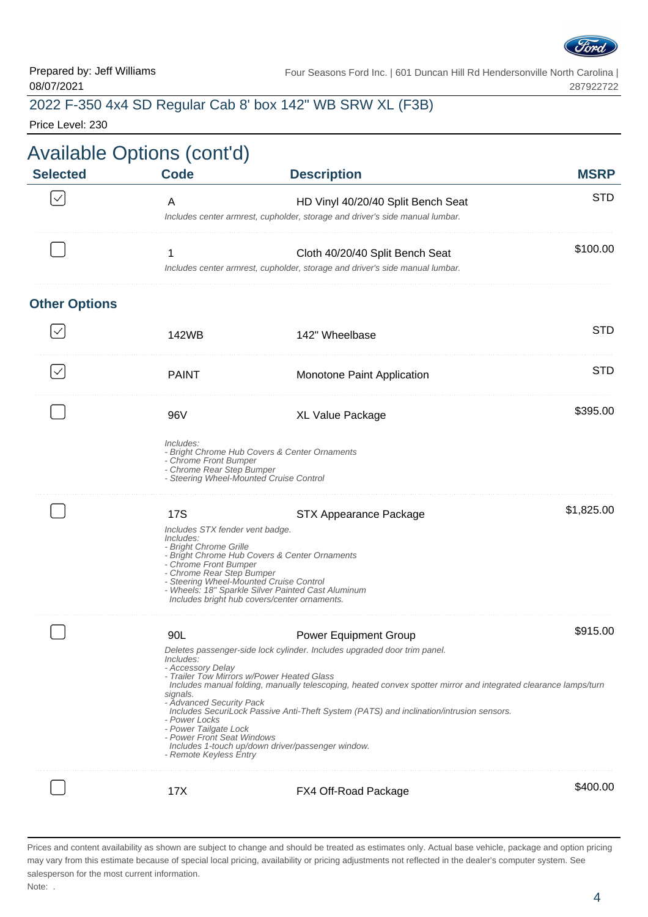Prepared by: Jeff Williams
08/07/2021

Four Seasons Ford Inc. | 601 Duncan Hill Rd Hendersonville North Carolina | 287922722

## 2022 F-350 4x4 SD Regular Cab 8' box 142" WB SRW XL (F3B)

Price Level: 230

# Available Options (cont'd)

| Selected | Code | Description | MSRP |
|---|---|---|---|
| ☑ | A | HD Vinyl 40/20/40 Split Bench Seat<br>*Includes center armrest, cupholder, storage and driver's side manual lumbar.* | STD |
| ☐ | 1 | Cloth 40/20/40 Split Bench Seat<br>*Includes center armrest, cupholder, storage and driver's side manual lumbar.* | $100.00 |

### Other Options

| Selected | Code | Description | MSRP |
|---|---|---|---|
| ☑ | 142WB | 142" Wheelbase | STD |
| ☑ | PAINT | Monotone Paint Application | STD |
| ☐ | 96V | XL Value Package<br>*Includes:*<br>*- Bright Chrome Hub Covers & Center Ornaments*<br>*- Chrome Front Bumper*<br>*- Chrome Rear Step Bumper*<br>*- Steering Wheel-Mounted Cruise Control* | $395.00 |
| ☐ | 17S | STX Appearance Package<br>*Includes STX fender vent badge.*<br>*Includes:*<br>*- Bright Chrome Grille*<br>*- Bright Chrome Hub Covers & Center Ornaments*<br>*- Chrome Front Bumper*<br>*- Chrome Rear Step Bumper*<br>*- Steering Wheel-Mounted Cruise Control*<br>*- Wheels: 18" Sparkle Silver Painted Cast Aluminum*<br>*Includes bright hub covers/center ornaments.* | $1,825.00 |
| ☐ | 90L | Power Equipment Group<br>*Deletes passenger-side lock cylinder. Includes upgraded door trim panel.*<br>*Includes:*<br>*- Accessory Delay*<br>*- Trailer Tow Mirrors w/Power Heated Glass*<br>*Includes manual folding, manually telescoping, heated convex spotter mirror and integrated clearance lamps/turn signals.*<br>*- Advanced Security Pack*<br>*Includes SecuriLock Passive Anti-Theft System (PATS) and inclination/intrusion sensors.*<br>*- Power Locks*<br>*- Power Tailgate Lock*<br>*- Power Front Seat Windows*<br>*Includes 1-touch up/down driver/passenger window.*<br>*- Remote Keyless Entry* | $915.00 |
| ☐ | 17X | FX4 Off-Road Package | $400.00 |

Prices and content availability as shown are subject to change and should be treated as estimates only. Actual base vehicle, package and option pricing may vary from this estimate because of special local pricing, availability or pricing adjustments not reflected in the dealer's computer system. See salesperson for the most current information.

Note: .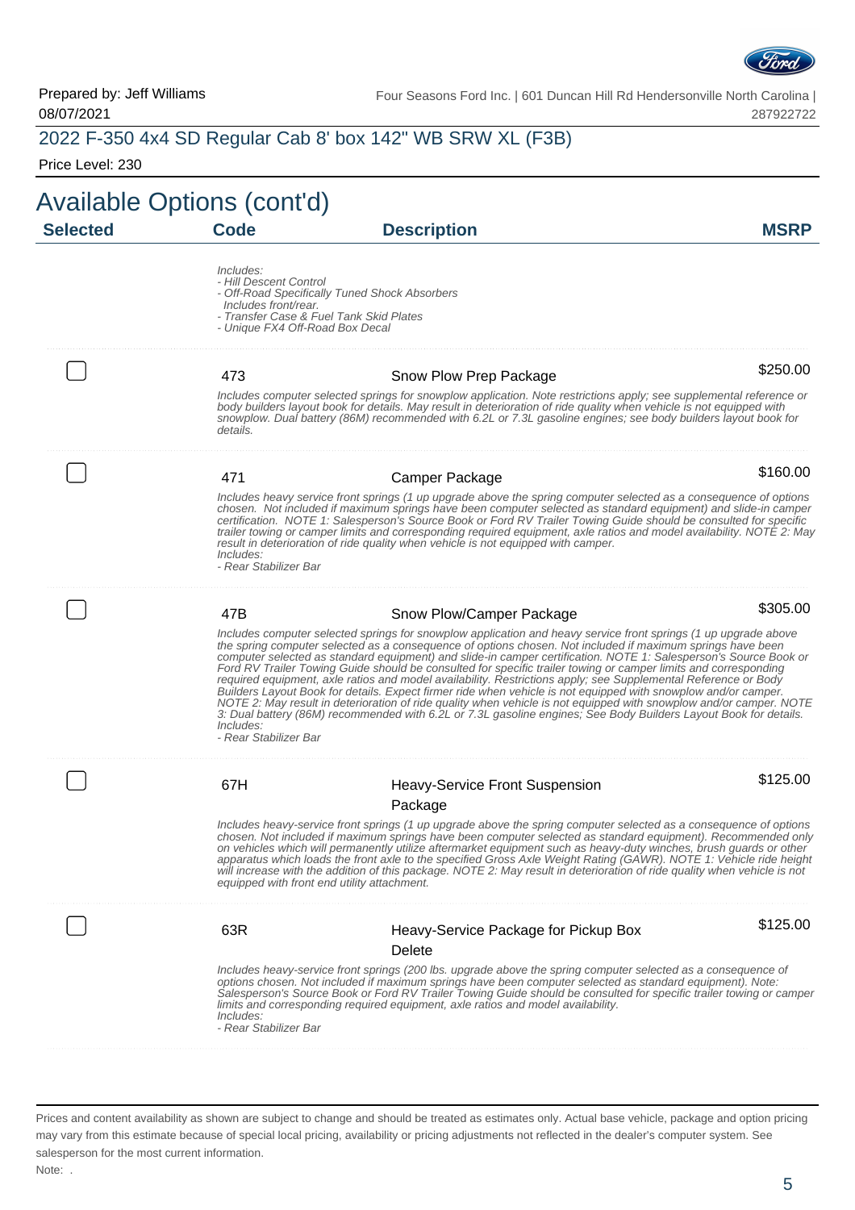Prepared by: Jeff Williams
08/07/2021

Four Seasons Ford Inc. | 601 Duncan Hill Rd Hendersonville North Carolina | 287922722

## 2022 F-350 4x4 SD Regular Cab 8' box 142" WB SRW XL (F3B)

Price Level: 230

# Available Options (cont'd)

| Selected | Code | Description | MSRP |
|---|---|---|---|
| | | *Includes:*<br>*- Hill Descent Control*<br>*- Off-Road Specifically Tuned Shock Absorbers*<br>*Includes front/rear.*<br>*- Transfer Case & Fuel Tank Skid Plates*<br>*- Unique FX4 Off-Road Box Decal* | |
| ☐ | 473 | Snow Plow Prep Package<br>*Includes computer selected springs for snowplow application. Note restrictions apply; see supplemental reference or body builders layout book for details. May result in deterioration of ride quality when vehicle is not equipped with snowplow. Dual battery (86M) recommended with 6.2L or 7.3L gasoline engines; see body builders layout book for details.* | $250.00 |
| ☐ | 471 | Camper Package<br>*Includes heavy service front springs (1 up upgrade above the spring computer selected as a consequence of options chosen. Not included if maximum springs have been computer selected as standard equipment) and slide-in camper certification. NOTE 1: Salesperson's Source Book or Ford RV Trailer Towing Guide should be consulted for specific trailer towing or camper limits and corresponding required equipment, axle ratios and model availability. NOTE 2: May result in deterioration of ride quality when vehicle is not equipped with camper.*<br>*Includes:*<br>*- Rear Stabilizer Bar* | $160.00 |
| ☐ | 47B | Snow Plow/Camper Package<br>*Includes computer selected springs for snowplow application and heavy service front springs (1 up upgrade above the spring computer selected as a consequence of options chosen. Not included if maximum springs have been computer selected as standard equipment) and slide-in camper certification. NOTE 1: Salesperson's Source Book or Ford RV Trailer Towing Guide should be consulted for specific trailer towing or camper limits and corresponding required equipment, axle ratios and model availability. Restrictions apply; see Supplemental Reference or Body Builders Layout Book for details. Expect firmer ride when vehicle is not equipped with snowplow and/or camper. NOTE 2: May result in deterioration of ride quality when vehicle is not equipped with snowplow and/or camper. NOTE 3: Dual battery (86M) recommended with 6.2L or 7.3L gasoline engines; See Body Builders Layout Book for details.*<br>*Includes:*<br>*- Rear Stabilizer Bar* | $305.00 |
| ☐ | 67H | Heavy-Service Front Suspension Package<br>*Includes heavy-service front springs (1 up upgrade above the spring computer selected as a consequence of options chosen. Not included if maximum springs have been computer selected as standard equipment). Recommended only on vehicles which will permanently utilize aftermarket equipment such as heavy-duty winches, brush guards or other apparatus which loads the front axle to the specified Gross Axle Weight Rating (GAWR). NOTE 1: Vehicle ride height will increase with the addition of this package. NOTE 2: May result in deterioration of ride quality when vehicle is not equipped with front end utility attachment.* | $125.00 |
| ☐ | 63R | Heavy-Service Package for Pickup Box Delete<br>*Includes heavy-service front springs (200 lbs. upgrade above the spring computer selected as a consequence of options chosen. Not included if maximum springs have been computer selected as standard equipment). Note: Salesperson's Source Book or Ford RV Trailer Towing Guide should be consulted for specific trailer towing or camper limits and corresponding required equipment, axle ratios and model availability.*<br>*Includes:*<br>*- Rear Stabilizer Bar* | $125.00 |

Prices and content availability as shown are subject to change and should be treated as estimates only. Actual base vehicle, package and option pricing may vary from this estimate because of special local pricing, availability or pricing adjustments not reflected in the dealer's computer system. See salesperson for the most current information.

Note: .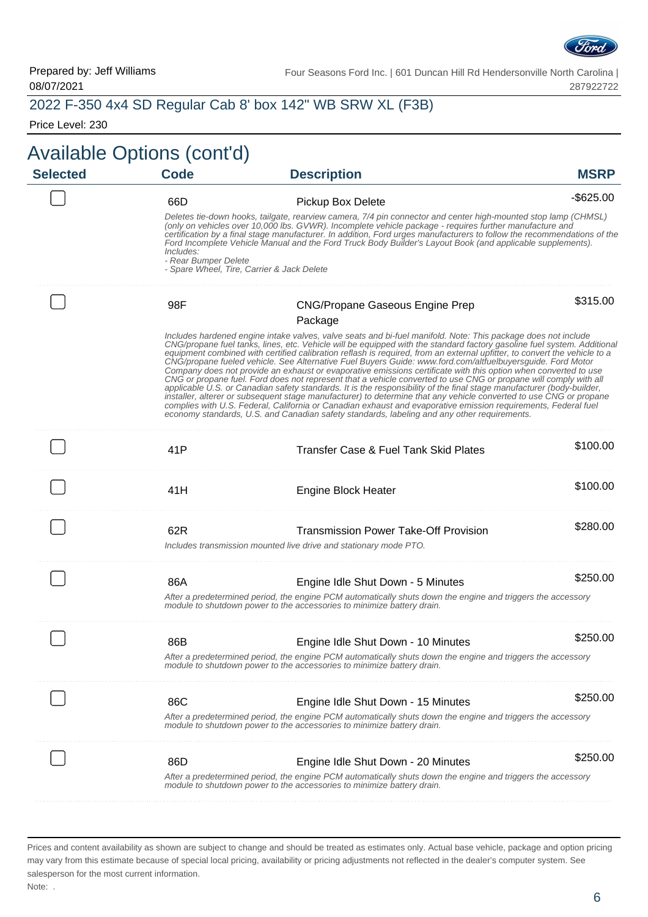Prepared by: Jeff Williams
08/07/2021

Four Seasons Ford Inc. | 601 Duncan Hill Rd Hendersonville North Carolina | 287922722

## 2022 F-350 4x4 SD Regular Cab 8' box 142" WB SRW XL (F3B)

Price Level: 230

# Available Options (cont'd)

| Selected | Code | Description | MSRP |
|---|---|---|---|
| ☐ | 66D | Pickup Box Delete<br>*Deletes tie-down hooks, tailgate, rearview camera, 7/4 pin connector and center high-mounted stop lamp (CHMSL) (only on vehicles over 10,000 lbs. GVWR). Incomplete vehicle package - requires further manufacture and certification by a final stage manufacturer. In addition, Ford urges manufacturers to follow the recommendations of the Ford Incomplete Vehicle Manual and the Ford Truck Body Builder's Layout Book (and applicable supplements). Includes:*<br>*- Rear Bumper Delete*<br>*- Spare Wheel, Tire, Carrier & Jack Delete* | -$625.00 |
| ☐ | 98F | CNG/Propane Gaseous Engine Prep Package<br>*Includes hardened engine intake valves, valve seats and bi-fuel manifold. Note: This package does not include CNG/propane fuel tanks, lines, etc. Vehicle will be equipped with the standard factory gasoline fuel system. Additional equipment combined with certified calibration reflash is required, from an external upfitter, to convert the vehicle to a CNG/propane fueled vehicle. See Alternative Fuel Buyers Guide: www.ford.com/altfuelbuyersguide. Ford Motor Company does not provide an exhaust or evaporative emissions certificate with this option when converted to use CNG or propane fuel. Ford does not represent that a vehicle converted to use CNG or propane will comply with all applicable U.S. or Canadian safety standards. It is the responsibility of the final stage manufacturer (body-builder, installer, alterer or subsequent stage manufacturer) to determine that any vehicle converted to use CNG or propane complies with U.S. Federal, California or Canadian exhaust and evaporative emission requirements, Federal fuel economy standards, U.S. and Canadian safety standards, labeling and any other requirements.* | $315.00 |
| ☐ | 41P | Transfer Case & Fuel Tank Skid Plates | $100.00 |
| ☐ | 41H | Engine Block Heater | $100.00 |
| ☐ | 62R | Transmission Power Take-Off Provision<br>*Includes transmission mounted live drive and stationary mode PTO.* | $280.00 |
| ☐ | 86A | Engine Idle Shut Down - 5 Minutes<br>*After a predetermined period, the engine PCM automatically shuts down the engine and triggers the accessory module to shutdown power to the accessories to minimize battery drain.* | $250.00 |
| ☐ | 86B | Engine Idle Shut Down - 10 Minutes<br>*After a predetermined period, the engine PCM automatically shuts down the engine and triggers the accessory module to shutdown power to the accessories to minimize battery drain.* | $250.00 |
| ☐ | 86C | Engine Idle Shut Down - 15 Minutes<br>*After a predetermined period, the engine PCM automatically shuts down the engine and triggers the accessory module to shutdown power to the accessories to minimize battery drain.* | $250.00 |
| ☐ | 86D | Engine Idle Shut Down - 20 Minutes<br>*After a predetermined period, the engine PCM automatically shuts down the engine and triggers the accessory module to shutdown power to the accessories to minimize battery drain.* | $250.00 |

Prices and content availability as shown are subject to change and should be treated as estimates only. Actual base vehicle, package and option pricing may vary from this estimate because of special local pricing, availability or pricing adjustments not reflected in the dealer's computer system. See salesperson for the most current information.

Note: .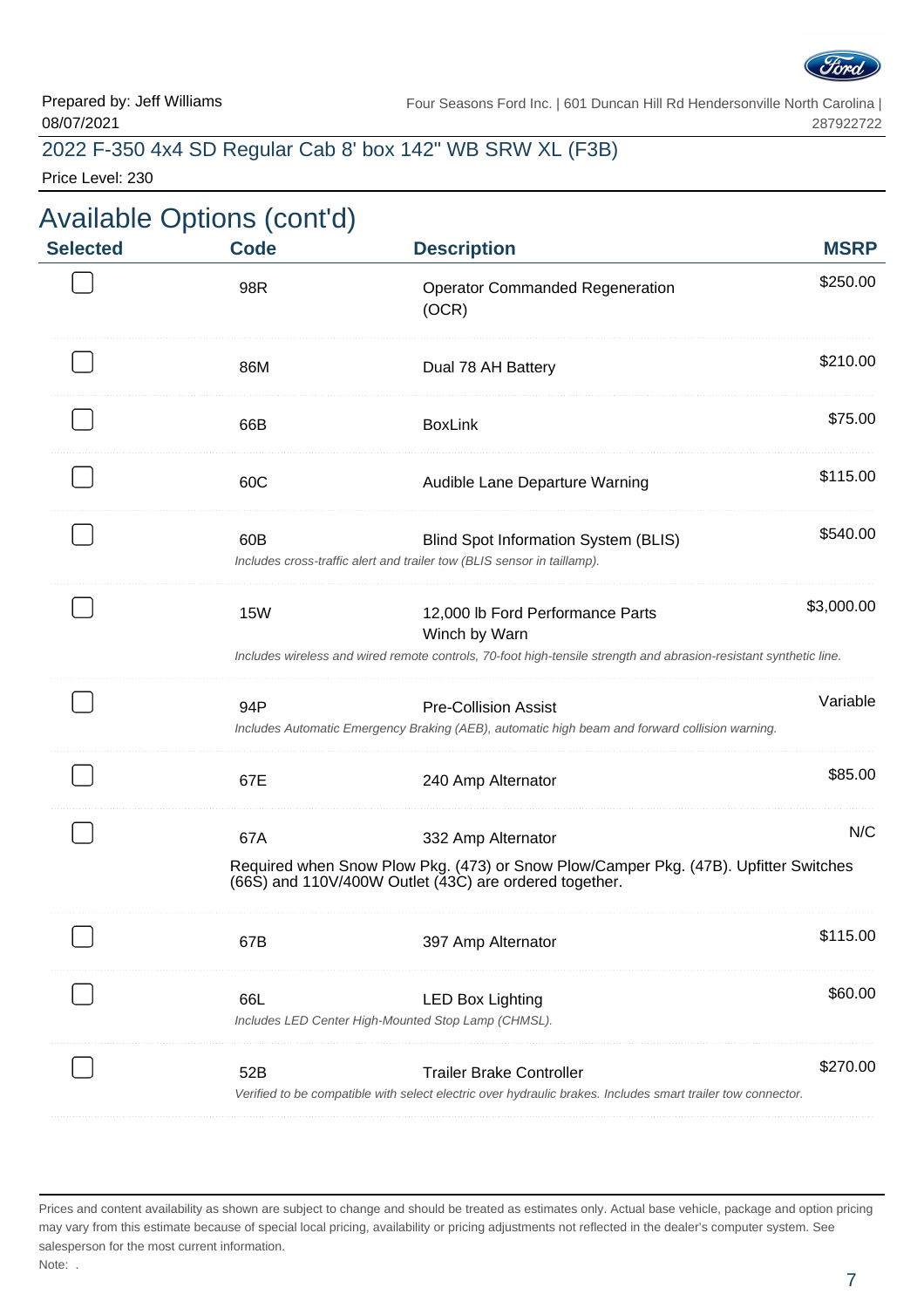Prepared by: Jeff Williams
08/07/2021

Four Seasons Ford Inc. | 601 Duncan Hill Rd Hendersonville North Carolina | 287922722

## 2022 F-350 4x4 SD Regular Cab 8' box 142" WB SRW XL (F3B)

Price Level: 230

# Available Options (cont'd)

| Selected | Code | Description | MSRP |
|---|---|---|---|
| ☐ | 98R | Operator Commanded Regeneration (OCR) | $250.00 |
| ☐ | 86M | Dual 78 AH Battery | $210.00 |
| ☐ | 66B | BoxLink | $75.00 |
| ☐ | 60C | Audible Lane Departure Warning | $115.00 |
| ☐ | 60B | Blind Spot Information System (BLIS)<br>*Includes cross-traffic alert and trailer tow (BLIS sensor in taillamp).* | $540.00 |
| ☐ | 15W | 12,000 lb Ford Performance Parts Winch by Warn<br>*Includes wireless and wired remote controls, 70-foot high-tensile strength and abrasion-resistant synthetic line.* | $3,000.00 |
| ☐ | 94P | Pre-Collision Assist<br>*Includes Automatic Emergency Braking (AEB), automatic high beam and forward collision warning.* | Variable |
| ☐ | 67E | 240 Amp Alternator | $85.00 |
| ☐ | 67A | 332 Amp Alternator<br>Required when Snow Plow Pkg. (473) or Snow Plow/Camper Pkg. (47B). Upfitter Switches (66S) and 110V/400W Outlet (43C) are ordered together. | N/C |
| ☐ | 67B | 397 Amp Alternator | $115.00 |
| ☐ | 66L | LED Box Lighting<br>*Includes LED Center High-Mounted Stop Lamp (CHMSL).* | $60.00 |
| ☐ | 52B | Trailer Brake Controller<br>*Verified to be compatible with select electric over hydraulic brakes. Includes smart trailer tow connector.* | $270.00 |

Prices and content availability as shown are subject to change and should be treated as estimates only. Actual base vehicle, package and option pricing may vary from this estimate because of special local pricing, availability or pricing adjustments not reflected in the dealer's computer system. See salesperson for the most current information.

Note: .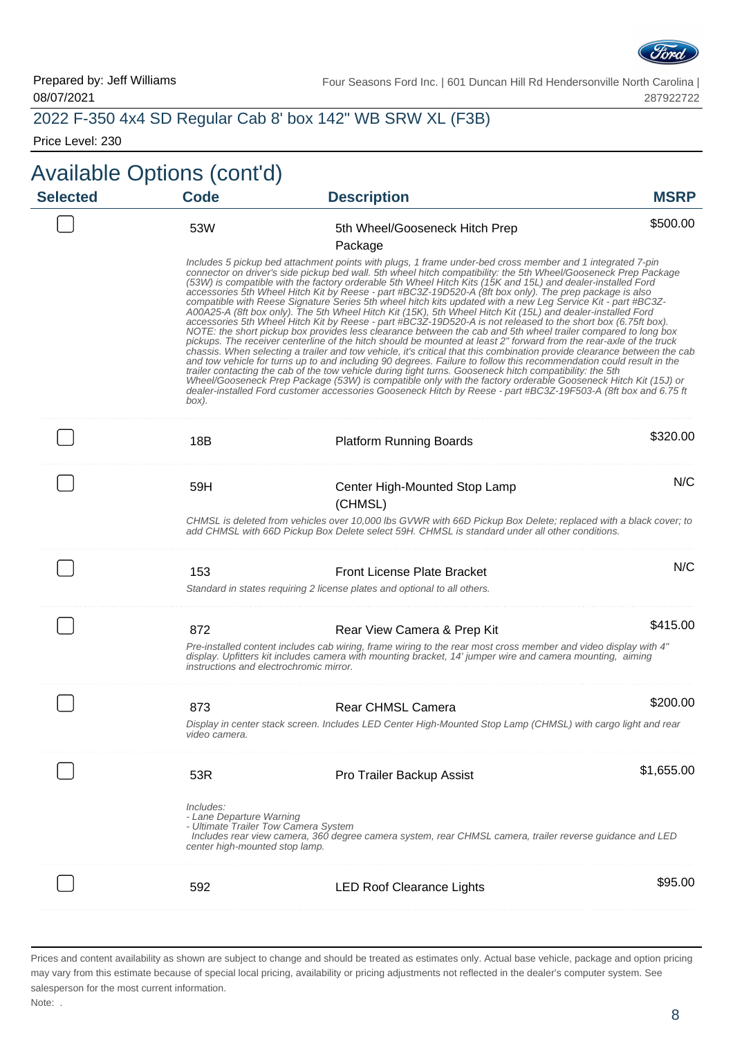Prepared by: Jeff Williams
08/07/2021

Four Seasons Ford Inc. | 601 Duncan Hill Rd Hendersonville North Carolina | 287922722

2022 F-350 4x4 SD Regular Cab 8' box 142" WB SRW XL (F3B)

Price Level: 230

# Available Options (cont'd)

| Selected | Code | Description | MSRP |
|---|---|---|---|
| ☐ | 53W | 5th Wheel/Gooseneck Hitch Prep Package | $500.00 |
| | | *Includes 5 pickup bed attachment points with plugs, 1 frame under-bed cross member and 1 integrated 7-pin connector on driver's side pickup bed wall. 5th wheel hitch compatibility: the 5th Wheel/Gooseneck Prep Package (53W) is compatible with the factory orderable 5th Wheel Hitch Kits (15K and 15L) and dealer-installed Ford accessories 5th Wheel Hitch Kit by Reese - part #BC3Z-19D520-A (8ft box only). The prep package is also compatible with Reese Signature Series 5th wheel hitch kits updated with a new Leg Service Kit - part #BC3Z-A00A25-A (8ft box only). The 5th Wheel Hitch Kit (15K), 5th Wheel Hitch Kit (15L) and dealer-installed Ford accessories 5th Wheel Hitch Kit by Reese - part #BC3Z-19D520-A is not released to the short box (6.75ft box). NOTE: the short pickup box provides less clearance between the cab and 5th wheel trailer compared to long box pickups. The receiver centerline of the hitch should be mounted at least 2" forward from the rear-axle of the truck chassis. When selecting a trailer and tow vehicle, it's critical that this combination provide clearance between the cab and tow vehicle for turns up to and including 90 degrees. Failure to follow this recommendation could result in the trailer contacting the cab of the tow vehicle during tight turns. Gooseneck hitch compatibility: the 5th Wheel/Gooseneck Prep Package (53W) is compatible only with the factory orderable Gooseneck Hitch Kit (15J) or dealer-installed Ford customer accessories Gooseneck Hitch by Reese - part #BC3Z-19F503-A (8ft box and 6.75 ft box).* | |
| ☐ | 18B | Platform Running Boards | $320.00 |
| ☐ | 59H | Center High-Mounted Stop Lamp (CHMSL) | N/C |
| | | *CHMSL is deleted from vehicles over 10,000 lbs GVWR with 66D Pickup Box Delete; replaced with a black cover; to add CHMSL with 66D Pickup Box Delete select 59H. CHMSL is standard under all other conditions.* | |
| ☐ | 153 | Front License Plate Bracket | N/C |
| | | *Standard in states requiring 2 license plates and optional to all others.* | |
| ☐ | 872 | Rear View Camera & Prep Kit | $415.00 |
| | | *Pre-installed content includes cab wiring, frame wiring to the rear most cross member and video display with 4" display. Upfitters kit includes camera with mounting bracket, 14' jumper wire and camera mounting, aiming instructions and electrochromic mirror.* | |
| ☐ | 873 | Rear CHMSL Camera | $200.00 |
| | | *Display in center stack screen. Includes LED Center High-Mounted Stop Lamp (CHMSL) with cargo light and rear video camera.* | |
| ☐ | 53R | Pro Trailer Backup Assist | $1,655.00 |
| | | *Includes:*<br>*- Lane Departure Warning*<br>*- Ultimate Trailer Tow Camera System*<br>*Includes rear view camera, 360 degree camera system, rear CHMSL camera, trailer reverse guidance and LED center high-mounted stop lamp.* | |
| ☐ | 592 | LED Roof Clearance Lights | $95.00 |

Prices and content availability as shown are subject to change and should be treated as estimates only. Actual base vehicle, package and option pricing may vary from this estimate because of special local pricing, availability or pricing adjustments not reflected in the dealer's computer system. See salesperson for the most current information.

Note: .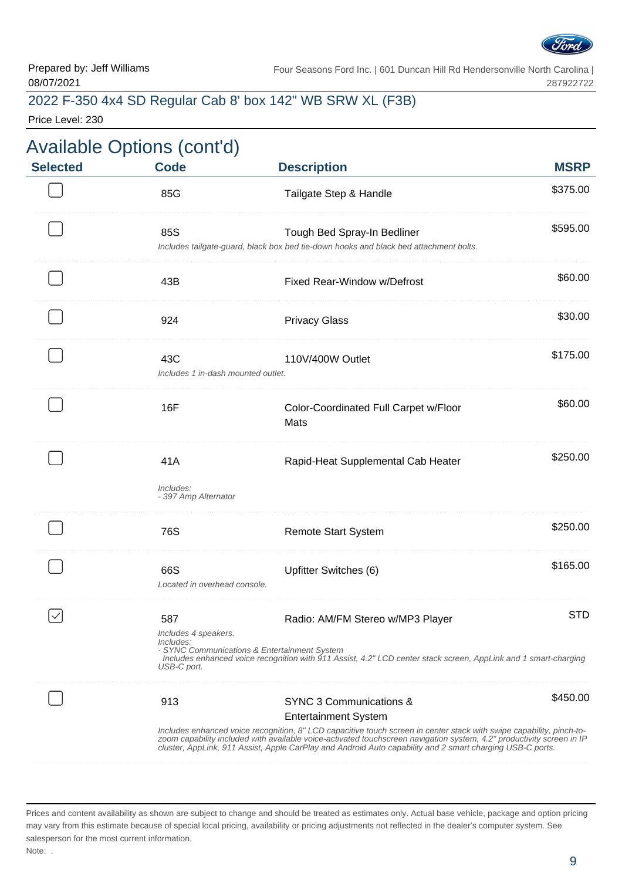Prepared by: Jeff Williams
08/07/2021

Four Seasons Ford Inc. | 601 Duncan Hill Rd Hendersonville North Carolina | 287922722

## 2022 F-350 4x4 SD Regular Cab 8' box 142" WB SRW XL (F3B)

Price Level: 230

# Available Options (cont'd)

| Selected | Code | Description | MSRP |
|---|---|---|---|
| ☐ | 85G | Tailgate Step & Handle | $375.00 |
| ☐ | 85S | Tough Bed Spray-In Bedliner<br>*Includes tailgate-guard, black box bed tie-down hooks and black bed attachment bolts.* | $595.00 |
| ☐ | 43B | Fixed Rear-Window w/Defrost | $60.00 |
| ☐ | 924 | Privacy Glass | $30.00 |
| ☐ | 43C | 110V/400W Outlet<br>*Includes 1 in-dash mounted outlet.* | $175.00 |
| ☐ | 16F | Color-Coordinated Full Carpet w/Floor Mats | $60.00 |
| ☐ | 41A | Rapid-Heat Supplemental Cab Heater<br>*Includes:*<br>*- 397 Amp Alternator* | $250.00 |
| ☐ | 76S | Remote Start System | $250.00 |
| ☐ | 66S | Upfitter Switches (6)<br>*Located in overhead console.* | $165.00 |
| ☑ | 587 | Radio: AM/FM Stereo w/MP3 Player<br>*Includes 4 speakers.*<br>*Includes:*<br>*- SYNC Communications & Entertainment System*<br>*Includes enhanced voice recognition with 911 Assist, 4.2" LCD center stack screen, AppLink and 1 smart-charging USB-C port.* | STD |
| ☐ | 913 | SYNC 3 Communications & Entertainment System<br>*Includes enhanced voice recognition, 8" LCD capacitive touch screen in center stack with swipe capability, pinch-to-zoom capability included with available voice-activated touchscreen navigation system, 4.2" productivity screen in IP cluster, AppLink, 911 Assist, Apple CarPlay and Android Auto capability and 2 smart charging USB-C ports.* | $450.00 |

Prices and content availability as shown are subject to change and should be treated as estimates only. Actual base vehicle, package and option pricing may vary from this estimate because of special local pricing, availability or pricing adjustments not reflected in the dealer's computer system. See salesperson for the most current information.

Note: .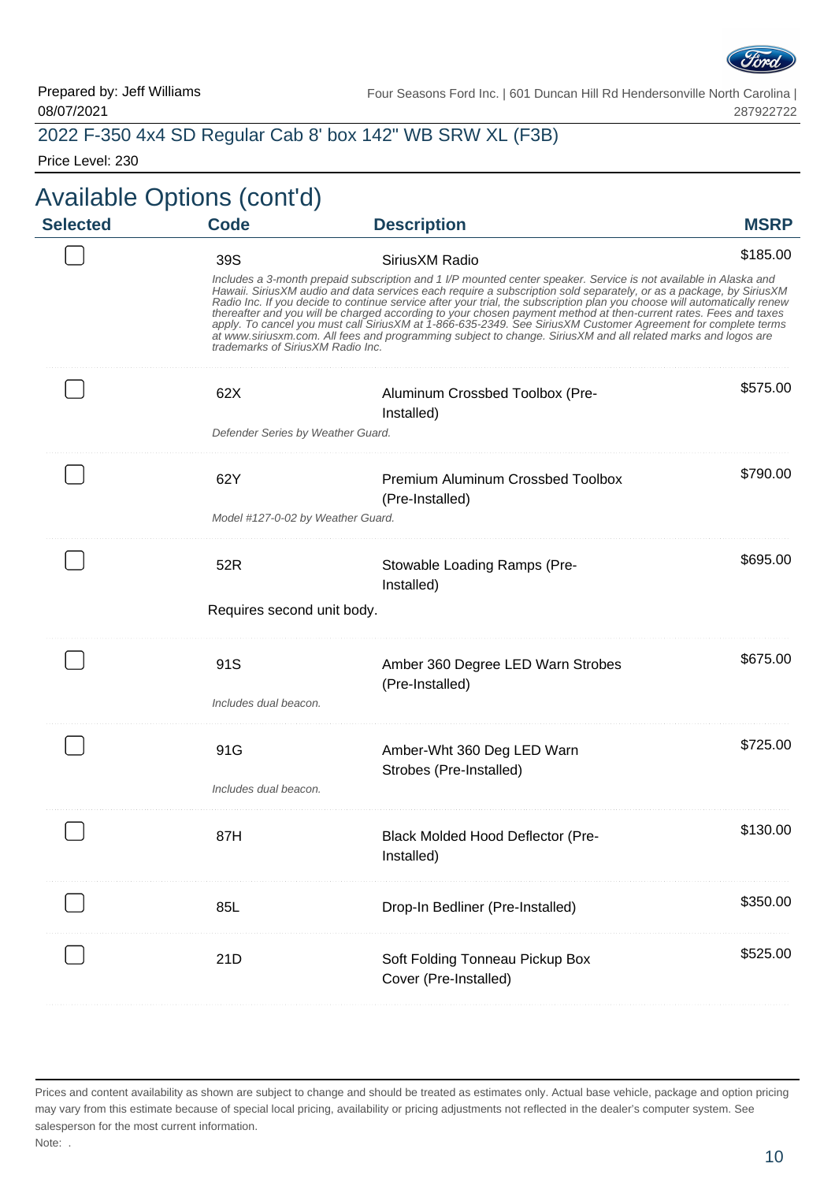Prepared by: Jeff Williams
08/07/2021

Four Seasons Ford Inc. | 601 Duncan Hill Rd Hendersonville North Carolina | 287922722

## 2022 F-350 4x4 SD Regular Cab 8' box 142" WB SRW XL (F3B)

Price Level: 230

# Available Options (cont'd)

| Selected | Code | Description | MSRP |
|---|---|---|---|
| ☐ | 39S | SiriusXM Radio | $185.00 |
| | *Includes a 3-month prepaid subscription and 1 I/P mounted center speaker. Service is not available in Alaska and Hawaii. SiriusXM audio and data services each require a subscription sold separately, or as a package, by SiriusXM Radio Inc. If you decide to continue service after your trial, the subscription plan you choose will automatically renew thereafter and you will be charged according to your chosen payment method at then-current rates. Fees and taxes apply. To cancel you must call SiriusXM at 1-866-635-2349. See SiriusXM Customer Agreement for complete terms at www.siriusxm.com. All fees and programming subject to change. SiriusXM and all related marks and logos are trademarks of SiriusXM Radio Inc.* | | |
| ☐ | 62X | Aluminum Crossbed Toolbox (Pre-Installed) | $575.00 |
| | *Defender Series by Weather Guard.* | | |
| ☐ | 62Y | Premium Aluminum Crossbed Toolbox (Pre-Installed) | $790.00 |
| | *Model #127-0-02 by Weather Guard.* | | |
| ☐ | 52R | Stowable Loading Ramps (Pre-Installed) | $695.00 |
| | Requires second unit body. | | |
| ☐ | 91S | Amber 360 Degree LED Warn Strobes (Pre-Installed) | $675.00 |
| | *Includes dual beacon.* | | |
| ☐ | 91G | Amber-Wht 360 Deg LED Warn Strobes (Pre-Installed) | $725.00 |
| | *Includes dual beacon.* | | |
| ☐ | 87H | Black Molded Hood Deflector (Pre-Installed) | $130.00 |
| ☐ | 85L | Drop-In Bedliner (Pre-Installed) | $350.00 |
| ☐ | 21D | Soft Folding Tonneau Pickup Box Cover (Pre-Installed) | $525.00 |

Prices and content availability as shown are subject to change and should be treated as estimates only. Actual base vehicle, package and option pricing may vary from this estimate because of special local pricing, availability or pricing adjustments not reflected in the dealer's computer system. See salesperson for the most current information.

Note: .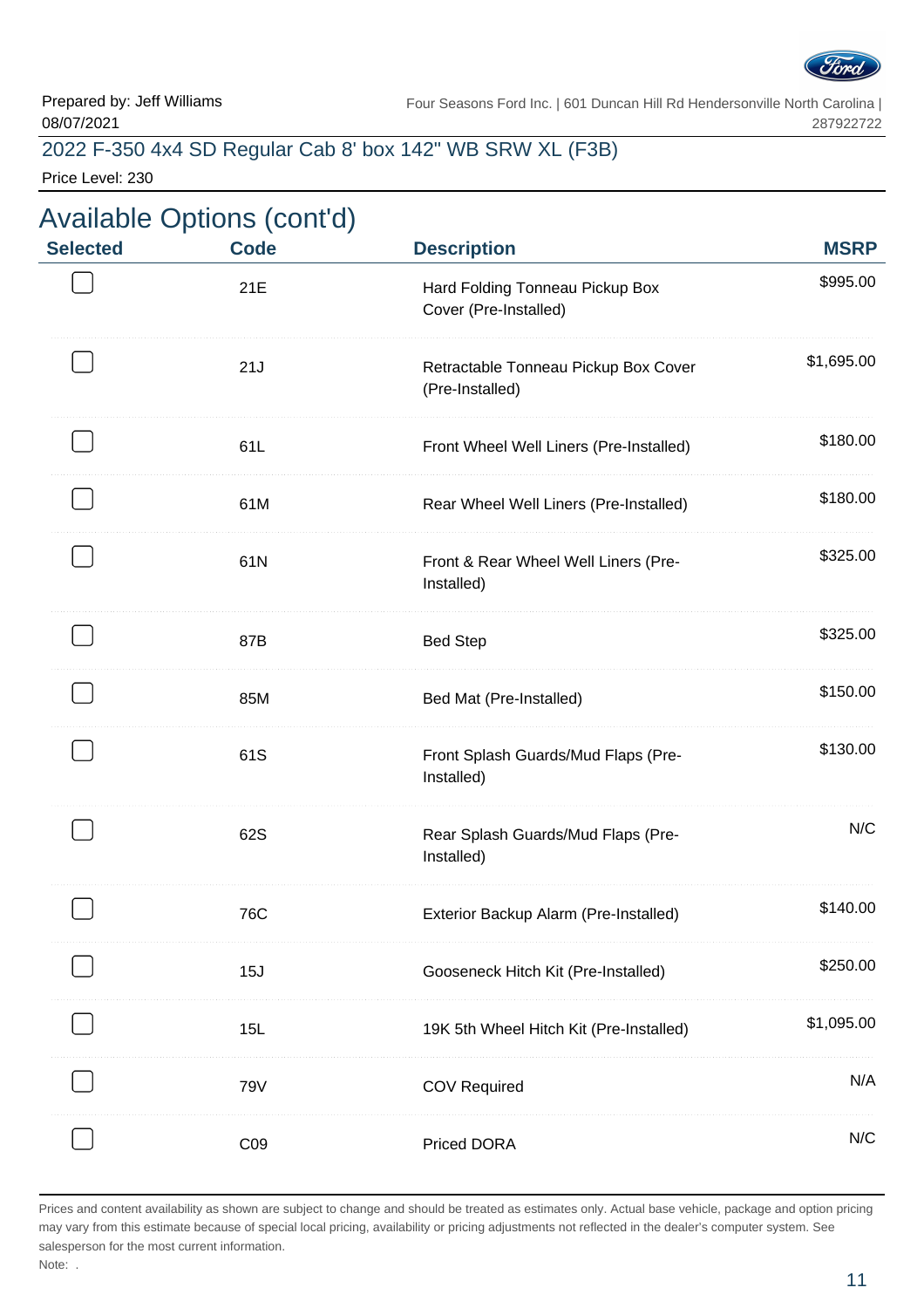Prepared by: Jeff Williams
08/07/2021

Four Seasons Ford Inc. | 601 Duncan Hill Rd Hendersonville North Carolina | 287922722

2022 F-350 4x4 SD Regular Cab 8' box 142" WB SRW XL (F3B)

Price Level: 230

## Available Options (cont'd)

| Selected | Code | Description | MSRP |
|---|---|---|---|
| ☐ | 21E | Hard Folding Tonneau Pickup Box Cover (Pre-Installed) | $995.00 |
| ☐ | 21J | Retractable Tonneau Pickup Box Cover (Pre-Installed) | $1,695.00 |
| ☐ | 61L | Front Wheel Well Liners (Pre-Installed) | $180.00 |
| ☐ | 61M | Rear Wheel Well Liners (Pre-Installed) | $180.00 |
| ☐ | 61N | Front & Rear Wheel Well Liners (Pre-Installed) | $325.00 |
| ☐ | 87B | Bed Step | $325.00 |
| ☐ | 85M | Bed Mat (Pre-Installed) | $150.00 |
| ☐ | 61S | Front Splash Guards/Mud Flaps (Pre-Installed) | $130.00 |
| ☐ | 62S | Rear Splash Guards/Mud Flaps (Pre-Installed) | N/C |
| ☐ | 76C | Exterior Backup Alarm (Pre-Installed) | $140.00 |
| ☐ | 15J | Gooseneck Hitch Kit (Pre-Installed) | $250.00 |
| ☐ | 15L | 19K 5th Wheel Hitch Kit (Pre-Installed) | $1,095.00 |
| ☐ | 79V | COV Required | N/A |
| ☐ | C09 | Priced DORA | N/C |

Prices and content availability as shown are subject to change and should be treated as estimates only. Actual base vehicle, package and option pricing may vary from this estimate because of special local pricing, availability or pricing adjustments not reflected in the dealer's computer system. See salesperson for the most current information.

Note: .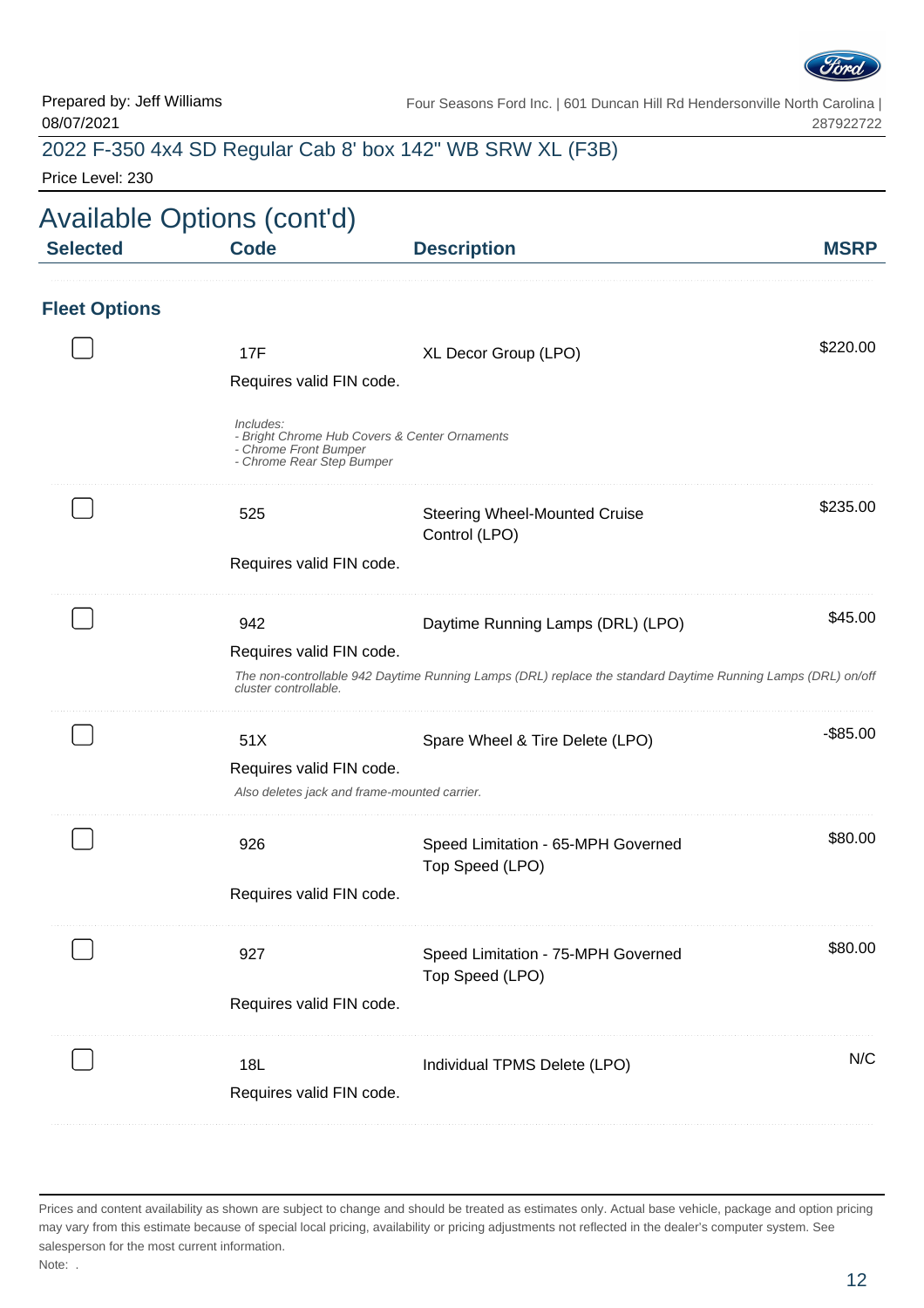Prepared by: Jeff Williams
08/07/2021

Four Seasons Ford Inc. | 601 Duncan Hill Rd Hendersonville North Carolina | 287922722

## 2022 F-350 4x4 SD Regular Cab 8' box 142" WB SRW XL (F3B)

Price Level: 230

# Available Options (cont'd)

| Selected | Code | Description | MSRP |
|---|---|---|---|

### Fleet Options

| Selected | Code | Description | MSRP |
|---|---|---|---|
| ☐ | 17F<br>Requires valid FIN code.<br>*Includes:*<br>*- Bright Chrome Hub Covers & Center Ornaments*<br>*- Chrome Front Bumper*<br>*- Chrome Rear Step Bumper* | XL Decor Group (LPO) | $220.00 |
| ☐ | 525<br>Requires valid FIN code. | Steering Wheel-Mounted Cruise Control (LPO) | $235.00 |
| ☐ | 942<br>Requires valid FIN code.<br>*The non-controllable 942 Daytime Running Lamps (DRL) replace the standard Daytime Running Lamps (DRL) on/off cluster controllable.* | Daytime Running Lamps (DRL) (LPO) | $45.00 |
| ☐ | 51X<br>Requires valid FIN code.<br>*Also deletes jack and frame-mounted carrier.* | Spare Wheel & Tire Delete (LPO) | -$85.00 |
| ☐ | 926<br>Requires valid FIN code. | Speed Limitation - 65-MPH Governed Top Speed (LPO) | $80.00 |
| ☐ | 927<br>Requires valid FIN code. | Speed Limitation - 75-MPH Governed Top Speed (LPO) | $80.00 |
| ☐ | 18L<br>Requires valid FIN code. | Individual TPMS Delete (LPO) | N/C |

Prices and content availability as shown are subject to change and should be treated as estimates only. Actual base vehicle, package and option pricing may vary from this estimate because of special local pricing, availability or pricing adjustments not reflected in the dealer's computer system. See salesperson for the most current information.

Note: .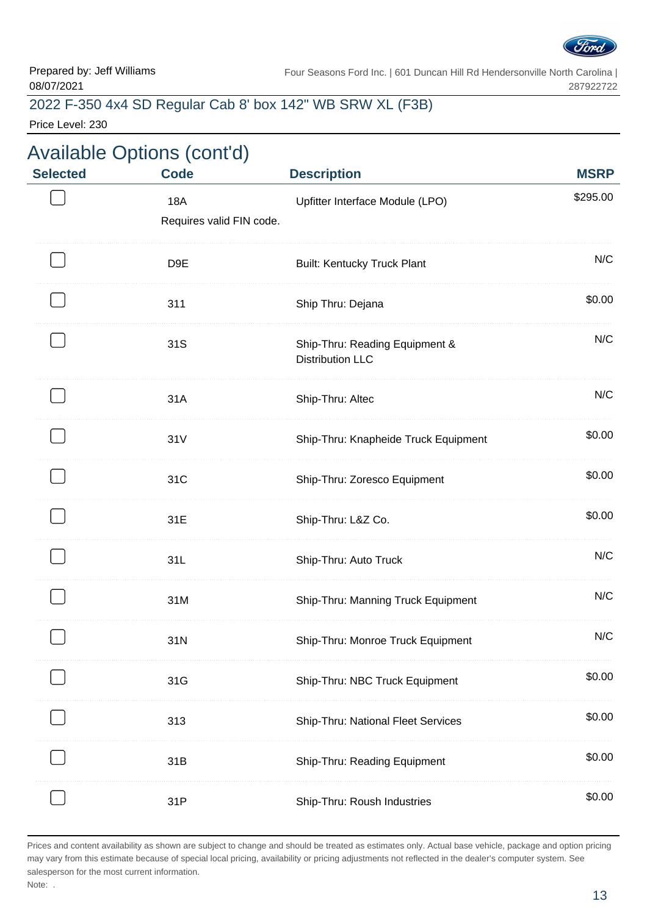Prepared by: Jeff Williams
08/07/2021

Four Seasons Ford Inc. | 601 Duncan Hill Rd Hendersonville North Carolina | 287922722

## 2022 F-350 4x4 SD Regular Cab 8' box 142" WB SRW XL (F3B)

Price Level: 230

# Available Options (cont'd)

| Selected | Code | Description | MSRP |
|---|---|---|---|
| ☐ | 18A<br>Requires valid FIN code. | Upfitter Interface Module (LPO) | $295.00 |
| ☐ | D9E | Built: Kentucky Truck Plant | N/C |
| ☐ | 311 | Ship Thru: Dejana | $0.00 |
| ☐ | 31S | Ship-Thru: Reading Equipment & Distribution LLC | N/C |
| ☐ | 31A | Ship-Thru: Altec | N/C |
| ☐ | 31V | Ship-Thru: Knapheide Truck Equipment | $0.00 |
| ☐ | 31C | Ship-Thru: Zoresco Equipment | $0.00 |
| ☐ | 31E | Ship-Thru: L&Z Co. | $0.00 |
| ☐ | 31L | Ship-Thru: Auto Truck | N/C |
| ☐ | 31M | Ship-Thru: Manning Truck Equipment | N/C |
| ☐ | 31N | Ship-Thru: Monroe Truck Equipment | N/C |
| ☐ | 31G | Ship-Thru: NBC Truck Equipment | $0.00 |
| ☐ | 313 | Ship-Thru: National Fleet Services | $0.00 |
| ☐ | 31B | Ship-Thru: Reading Equipment | $0.00 |
| ☐ | 31P | Ship-Thru: Roush Industries | $0.00 |

Prices and content availability as shown are subject to change and should be treated as estimates only. Actual base vehicle, package and option pricing may vary from this estimate because of special local pricing, availability or pricing adjustments not reflected in the dealer's computer system. See salesperson for the most current information.

Note: .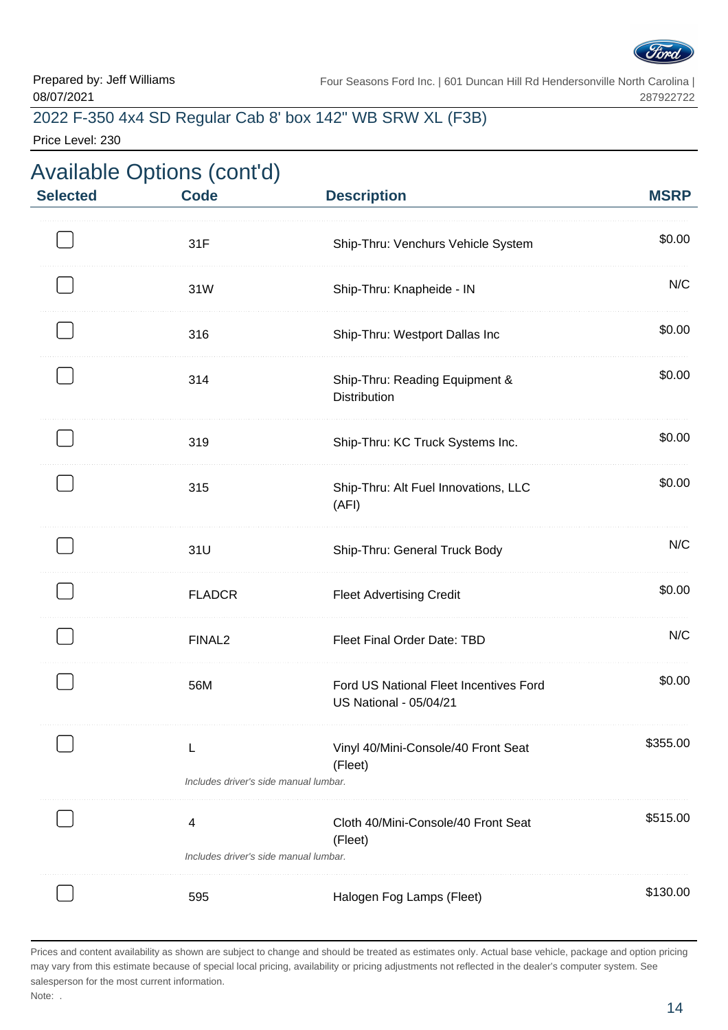Prepared by: Jeff Williams
08/07/2021

Four Seasons Ford Inc. | 601 Duncan Hill Rd Hendersonville North Carolina | 287922722

## 2022 F-350 4x4 SD Regular Cab 8' box 142" WB SRW XL (F3B)

Price Level: 230

# Available Options (cont'd)

| Selected | Code | Description | MSRP |
|---|---|---|---|
| ☐ | 31F | Ship-Thru: Venchurs Vehicle System | $0.00 |
| ☐ | 31W | Ship-Thru: Knapheide - IN | N/C |
| ☐ | 316 | Ship-Thru: Westport Dallas Inc | $0.00 |
| ☐ | 314 | Ship-Thru: Reading Equipment & Distribution | $0.00 |
| ☐ | 319 | Ship-Thru: KC Truck Systems Inc. | $0.00 |
| ☐ | 315 | Ship-Thru: Alt Fuel Innovations, LLC (AFI) | $0.00 |
| ☐ | 31U | Ship-Thru: General Truck Body | N/C |
| ☐ | FLADCR | Fleet Advertising Credit | $0.00 |
| ☐ | FINAL2 | Fleet Final Order Date: TBD | N/C |
| ☐ | 56M | Ford US National Fleet Incentives Ford US National - 05/04/21 | $0.00 |
| ☐ | L | Vinyl 40/Mini-Console/40 Front Seat (Fleet)<br>*Includes driver's side manual lumbar.* | $355.00 |
| ☐ | 4 | Cloth 40/Mini-Console/40 Front Seat (Fleet)<br>*Includes driver's side manual lumbar.* | $515.00 |
| ☐ | 595 | Halogen Fog Lamps (Fleet) | $130.00 |

Prices and content availability as shown are subject to change and should be treated as estimates only. Actual base vehicle, package and option pricing may vary from this estimate because of special local pricing, availability or pricing adjustments not reflected in the dealer's computer system. See salesperson for the most current information.

Note: .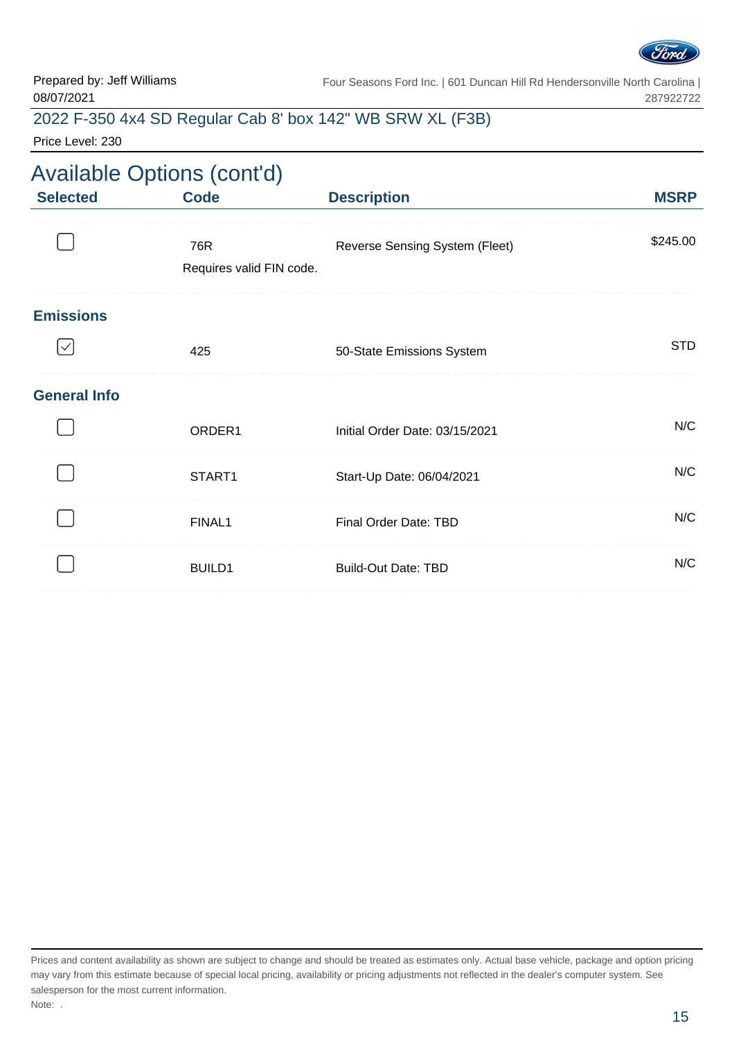Prepared by: Jeff Williams
08/07/2021

Four Seasons Ford Inc. | 601 Duncan Hill Rd Hendersonville North Carolina | 287922722

## 2022 F-350 4x4 SD Regular Cab 8' box 142" WB SRW XL (F3B)

Price Level: 230

# Available Options (cont'd)

| Selected | Code | Description | MSRP |
|---|---|---|---|
| ☐ | 76R<br>Requires valid FIN code. | Reverse Sensing System (Fleet) | $245.00 |

### Emissions

| Selected | Code | Description | MSRP |
|---|---|---|---|
| ☑ | 425 | 50-State Emissions System | STD |

### General Info

| Selected | Code | Description | MSRP |
|---|---|---|---|
| ☐ | ORDER1 | Initial Order Date: 03/15/2021 | N/C |
| ☐ | START1 | Start-Up Date: 06/04/2021 | N/C |
| ☐ | FINAL1 | Final Order Date: TBD | N/C |
| ☐ | BUILD1 | Build-Out Date: TBD | N/C |

Prices and content availability as shown are subject to change and should be treated as estimates only. Actual base vehicle, package and option pricing may vary from this estimate because of special local pricing, availability or pricing adjustments not reflected in the dealer's computer system. See salesperson for the most current information.

Note: .